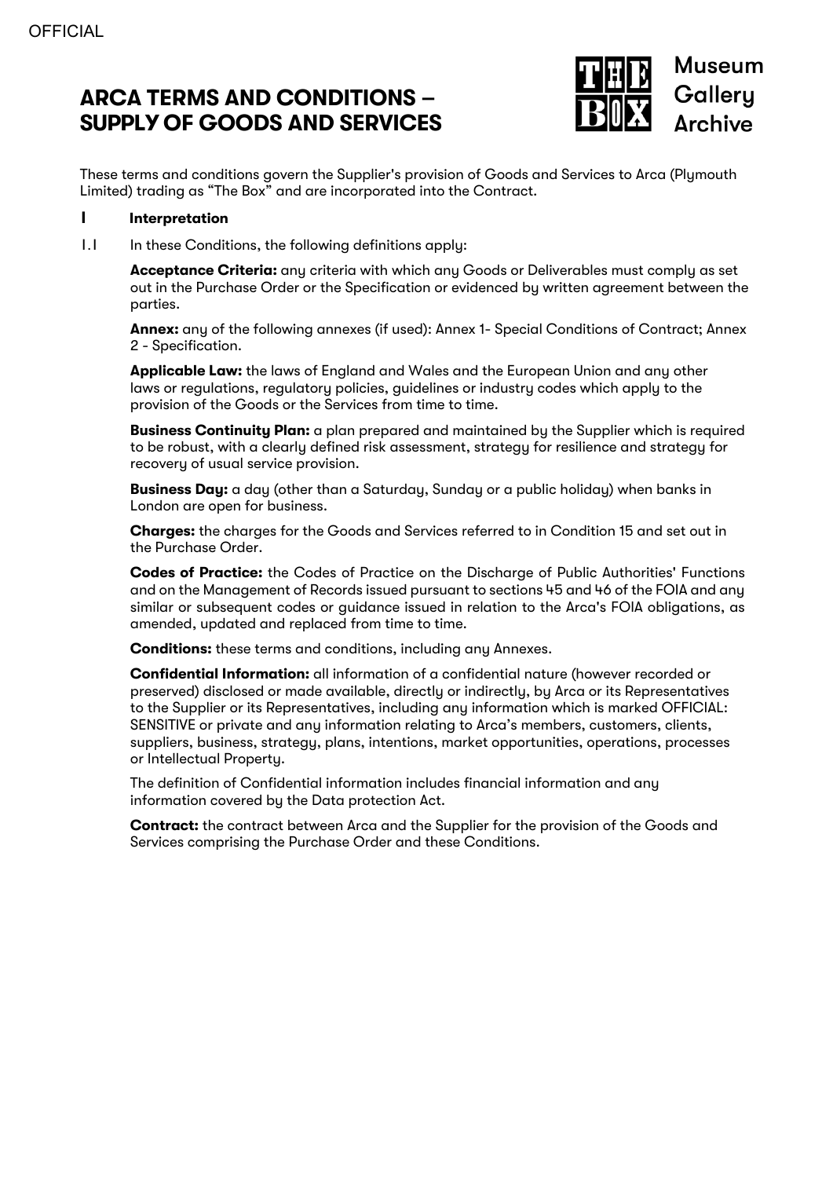OFFICIAL

# ARCA TERMS AND CONDITIONS – SUPPLY OF GOODS AND SERVICES

Museum
Gallery
Archive

These terms and conditions govern the Supplier's provision of Goods and Services to Arca (Plymouth Limited) trading as "The Box" and are incorporated into the Contract.

## 1 Interpretation

1.1 In these Conditions, the following definitions apply:

**Acceptance Criteria:** any criteria with which any Goods or Deliverables must comply as set out in the Purchase Order or the Specification or evidenced by written agreement between the parties.

**Annex:** any of the following annexes (if used): Annex 1- Special Conditions of Contract; Annex 2 - Specification.

**Applicable Law:** the laws of England and Wales and the European Union and any other laws or regulations, regulatory policies, guidelines or industry codes which apply to the provision of the Goods or the Services from time to time.

**Business Continuity Plan:** a plan prepared and maintained by the Supplier which is required to be robust, with a clearly defined risk assessment, strategy for resilience and strategy for recovery of usual service provision.

**Business Day:** a day (other than a Saturday, Sunday or a public holiday) when banks in London are open for business.

**Charges:** the charges for the Goods and Services referred to in Condition 15 and set out in the Purchase Order.

**Codes of Practice:** the Codes of Practice on the Discharge of Public Authorities' Functions and on the Management of Records issued pursuant to sections 45 and 46 of the FOIA and any similar or subsequent codes or guidance issued in relation to the Arca's FOIA obligations, as amended, updated and replaced from time to time.

**Conditions:** these terms and conditions, including any Annexes.

**Confidential Information:** all information of a confidential nature (however recorded or preserved) disclosed or made available, directly or indirectly, by Arca or its Representatives to the Supplier or its Representatives, including any information which is marked OFFICIAL: SENSITIVE or private and any information relating to Arca's members, customers, clients, suppliers, business, strategy, plans, intentions, market opportunities, operations, processes or Intellectual Property.

The definition of Confidential information includes financial information and any information covered by the Data protection Act.

**Contract:** the contract between Arca and the Supplier for the provision of the Goods and Services comprising the Purchase Order and these Conditions.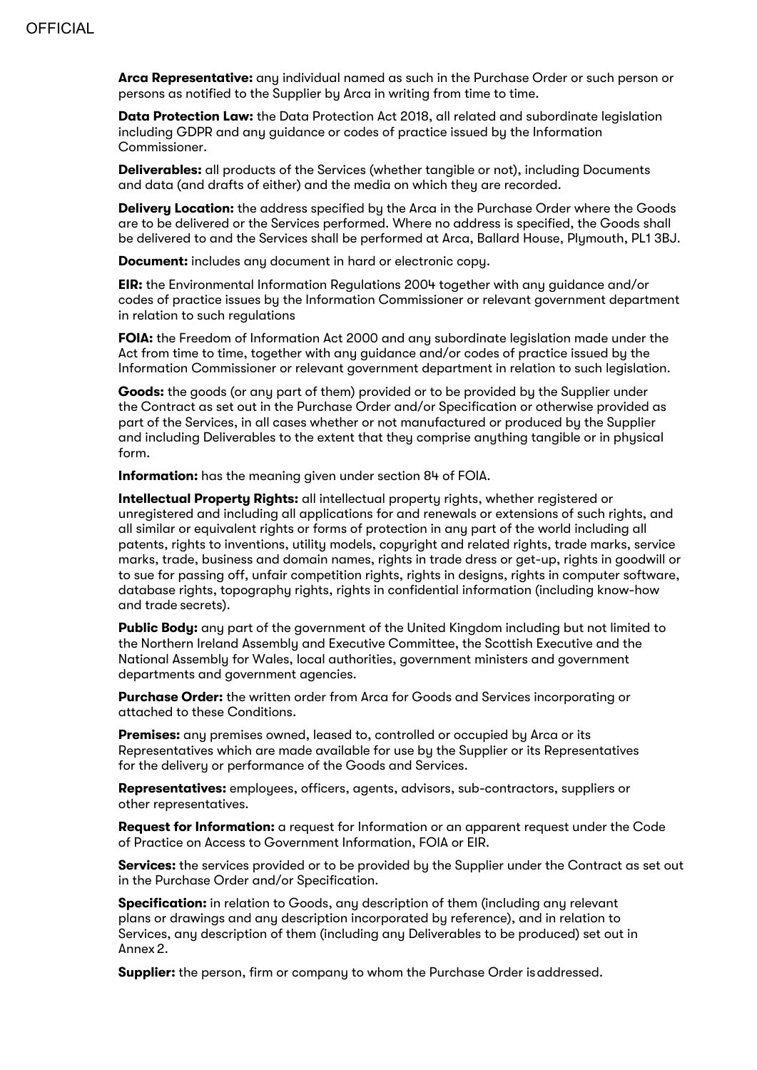**Arca Representative:** any individual named as such in the Purchase Order or such person or persons as notified to the Supplier by Arca in writing from time to time.

**Data Protection Law:** the Data Protection Act 2018, all related and subordinate legislation including GDPR and any guidance or codes of practice issued by the Information Commissioner.

**Deliverables:** all products of the Services (whether tangible or not), including Documents and data (and drafts of either) and the media on which they are recorded.

**Delivery Location:** the address specified by the Arca in the Purchase Order where the Goods are to be delivered or the Services performed. Where no address is specified, the Goods shall be delivered to and the Services shall be performed at Arca, Ballard House, Plymouth, PL1 3BJ.

**Document:** includes any document in hard or electronic copy.

**EIR:** the Environmental Information Regulations 2004 together with any guidance and/or codes of practice issues by the Information Commissioner or relevant government department in relation to such regulations

**FOIA:** the Freedom of Information Act 2000 and any subordinate legislation made under the Act from time to time, together with any guidance and/or codes of practice issued by the Information Commissioner or relevant government department in relation to such legislation.

**Goods:** the goods (or any part of them) provided or to be provided by the Supplier under the Contract as set out in the Purchase Order and/or Specification or otherwise provided as part of the Services, in all cases whether or not manufactured or produced by the Supplier and including Deliverables to the extent that they comprise anything tangible or in physical form.

**Information:** has the meaning given under section 84 of FOIA.

**Intellectual Property Rights:** all intellectual property rights, whether registered or unregistered and including all applications for and renewals or extensions of such rights, and all similar or equivalent rights or forms of protection in any part of the world including all patents, rights to inventions, utility models, copyright and related rights, trade marks, service marks, trade, business and domain names, rights in trade dress or get-up, rights in goodwill or to sue for passing off, unfair competition rights, rights in designs, rights in computer software, database rights, topography rights, rights in confidential information (including know-how and trade secrets).

**Public Body:** any part of the government of the United Kingdom including but not limited to the Northern Ireland Assembly and Executive Committee, the Scottish Executive and the National Assembly for Wales, local authorities, government ministers and government departments and government agencies.

**Purchase Order:** the written order from Arca for Goods and Services incorporating or attached to these Conditions.

**Premises:** any premises owned, leased to, controlled or occupied by Arca or its Representatives which are made available for use by the Supplier or its Representatives for the delivery or performance of the Goods and Services.

**Representatives:** employees, officers, agents, advisors, sub-contractors, suppliers or other representatives.

**Request for Information:** a request for Information or an apparent request under the Code of Practice on Access to Government Information, FOIA or EIR.

**Services:** the services provided or to be provided by the Supplier under the Contract as set out in the Purchase Order and/or Specification.

**Specification:** in relation to Goods, any description of them (including any relevant plans or drawings and any description incorporated by reference), and in relation to Services, any description of them (including any Deliverables to be produced) set out in Annex 2.

**Supplier:** the person, firm or company to whom the Purchase Order is addressed.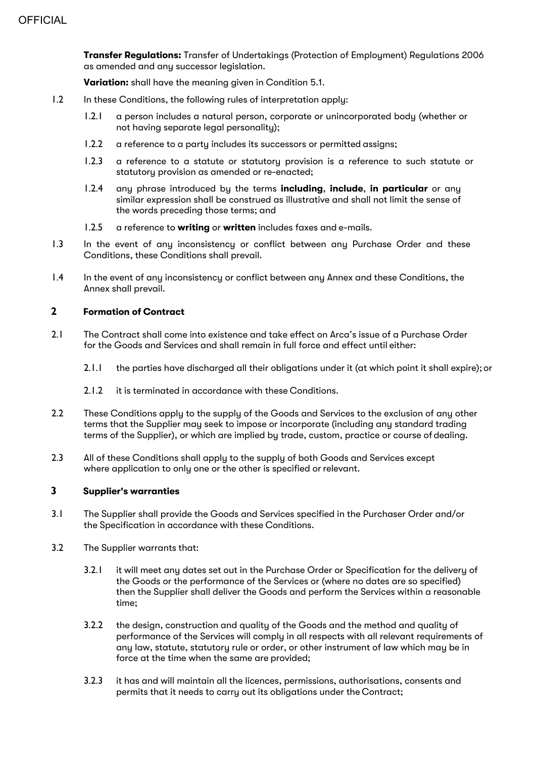**Transfer Regulations:** Transfer of Undertakings (Protection of Employment) Regulations 2006 as amended and any successor legislation.

**Variation:** shall have the meaning given in Condition 5.1.

1.2 In these Conditions, the following rules of interpretation apply:

1.2.1 a person includes a natural person, corporate or unincorporated body (whether or not having separate legal personality);

1.2.2 a reference to a party includes its successors or permitted assigns;

1.2.3 a reference to a statute or statutory provision is a reference to such statute or statutory provision as amended or re-enacted;

1.2.4 any phrase introduced by the terms **including**, **include**, **in particular** or any similar expression shall be construed as illustrative and shall not limit the sense of the words preceding those terms; and

1.2.5 a reference to **writing** or **written** includes faxes and e-mails.

1.3 In the event of any inconsistency or conflict between any Purchase Order and these Conditions, these Conditions shall prevail.

1.4 In the event of any inconsistency or conflict between any Annex and these Conditions, the Annex shall prevail.

## 2 Formation of Contract

2.1 The Contract shall come into existence and take effect on Arca's issue of a Purchase Order for the Goods and Services and shall remain in full force and effect until either:

2.1.1 the parties have discharged all their obligations under it (at which point it shall expire); or

2.1.2 it is terminated in accordance with these Conditions.

2.2 These Conditions apply to the supply of the Goods and Services to the exclusion of any other terms that the Supplier may seek to impose or incorporate (including any standard trading terms of the Supplier), or which are implied by trade, custom, practice or course of dealing.

2.3 All of these Conditions shall apply to the supply of both Goods and Services except where application to only one or the other is specified or relevant.

## 3 Supplier's warranties

3.1 The Supplier shall provide the Goods and Services specified in the Purchaser Order and/or the Specification in accordance with these Conditions.

3.2 The Supplier warrants that:

3.2.1 it will meet any dates set out in the Purchase Order or Specification for the delivery of the Goods or the performance of the Services or (where no dates are so specified) then the Supplier shall deliver the Goods and perform the Services within a reasonable time;

3.2.2 the design, construction and quality of the Goods and the method and quality of performance of the Services will comply in all respects with all relevant requirements of any law, statute, statutory rule or order, or other instrument of law which may be in force at the time when the same are provided;

3.2.3 it has and will maintain all the licences, permissions, authorisations, consents and permits that it needs to carry out its obligations under the Contract;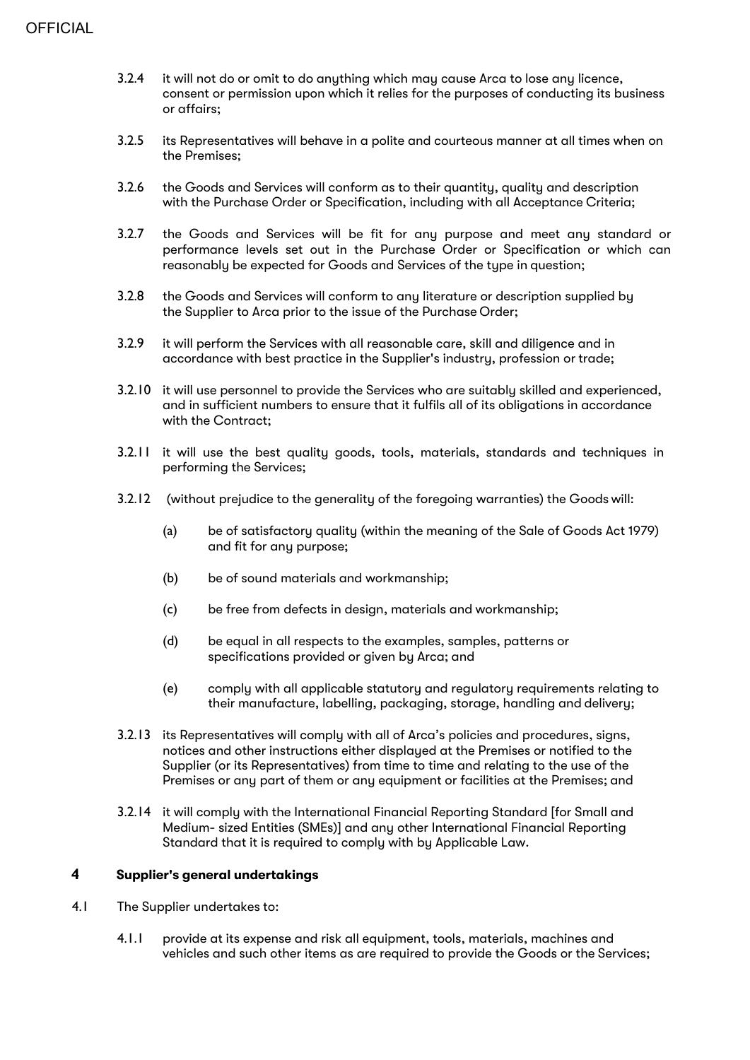3.2.4 it will not do or omit to do anything which may cause Arca to lose any licence, consent or permission upon which it relies for the purposes of conducting its business or affairs;

3.2.5 its Representatives will behave in a polite and courteous manner at all times when on the Premises;

3.2.6 the Goods and Services will conform as to their quantity, quality and description with the Purchase Order or Specification, including with all Acceptance Criteria;

3.2.7 the Goods and Services will be fit for any purpose and meet any standard or performance levels set out in the Purchase Order or Specification or which can reasonably be expected for Goods and Services of the type in question;

3.2.8 the Goods and Services will conform to any literature or description supplied by the Supplier to Arca prior to the issue of the Purchase Order;

3.2.9 it will perform the Services with all reasonable care, skill and diligence and in accordance with best practice in the Supplier's industry, profession or trade;

3.2.10 it will use personnel to provide the Services who are suitably skilled and experienced, and in sufficient numbers to ensure that it fulfils all of its obligations in accordance with the Contract;

3.2.11 it will use the best quality goods, tools, materials, standards and techniques in performing the Services;

3.2.12 (without prejudice to the generality of the foregoing warranties) the Goods will:

(a) be of satisfactory quality (within the meaning of the Sale of Goods Act 1979) and fit for any purpose;

(b) be of sound materials and workmanship;

(c) be free from defects in design, materials and workmanship;

(d) be equal in all respects to the examples, samples, patterns or specifications provided or given by Arca; and

(e) comply with all applicable statutory and regulatory requirements relating to their manufacture, labelling, packaging, storage, handling and delivery;

3.2.13 its Representatives will comply with all of Arca's policies and procedures, signs, notices and other instructions either displayed at the Premises or notified to the Supplier (or its Representatives) from time to time and relating to the use of the Premises or any part of them or any equipment or facilities at the Premises; and

3.2.14 it will comply with the International Financial Reporting Standard [for Small and Medium- sized Entities (SMEs)] and any other International Financial Reporting Standard that it is required to comply with by Applicable Law.

## 4 Supplier's general undertakings

4.1 The Supplier undertakes to:

4.1.1 provide at its expense and risk all equipment, tools, materials, machines and vehicles and such other items as are required to provide the Goods or the Services;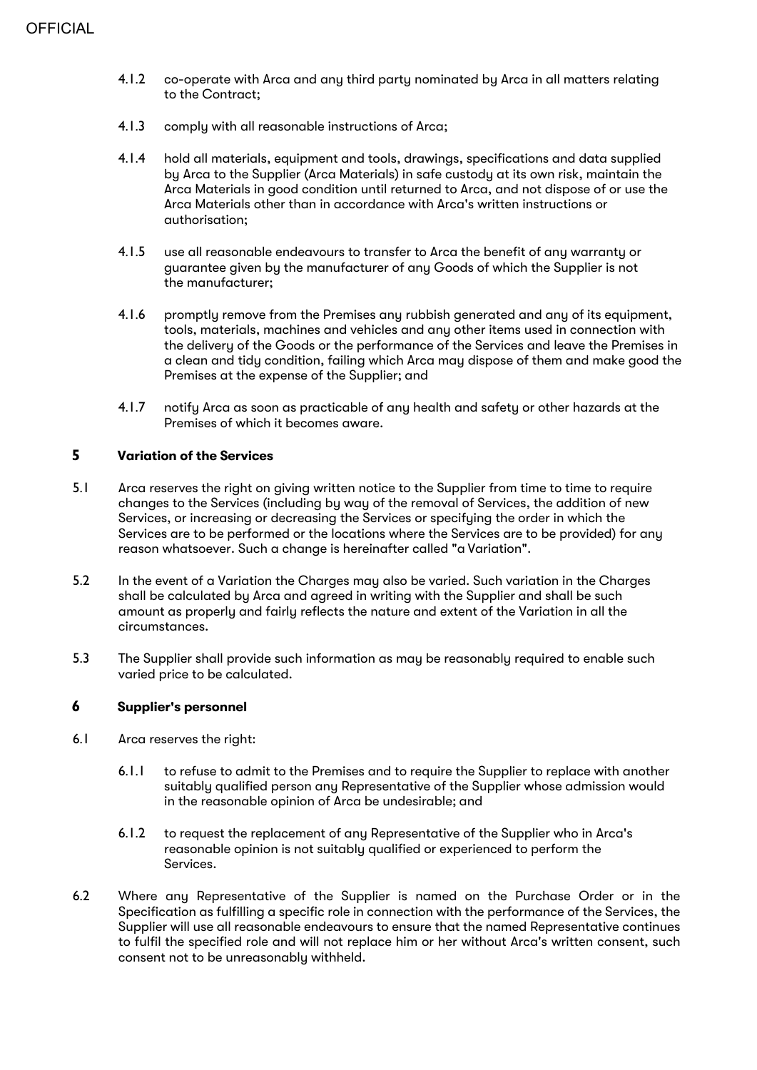4.1.2 co-operate with Arca and any third party nominated by Arca in all matters relating to the Contract;

4.1.3 comply with all reasonable instructions of Arca;

4.1.4 hold all materials, equipment and tools, drawings, specifications and data supplied by Arca to the Supplier (Arca Materials) in safe custody at its own risk, maintain the Arca Materials in good condition until returned to Arca, and not dispose of or use the Arca Materials other than in accordance with Arca's written instructions or authorisation;

4.1.5 use all reasonable endeavours to transfer to Arca the benefit of any warranty or guarantee given by the manufacturer of any Goods of which the Supplier is not the manufacturer;

4.1.6 promptly remove from the Premises any rubbish generated and any of its equipment, tools, materials, machines and vehicles and any other items used in connection with the delivery of the Goods or the performance of the Services and leave the Premises in a clean and tidy condition, failing which Arca may dispose of them and make good the Premises at the expense of the Supplier; and

4.1.7 notify Arca as soon as practicable of any health and safety or other hazards at the Premises of which it becomes aware.

## 5 Variation of the Services

5.1 Arca reserves the right on giving written notice to the Supplier from time to time to require changes to the Services (including by way of the removal of Services, the addition of new Services, or increasing or decreasing the Services or specifying the order in which the Services are to be performed or the locations where the Services are to be provided) for any reason whatsoever. Such a change is hereinafter called "a Variation".

5.2 In the event of a Variation the Charges may also be varied. Such variation in the Charges shall be calculated by Arca and agreed in writing with the Supplier and shall be such amount as properly and fairly reflects the nature and extent of the Variation in all the circumstances.

5.3 The Supplier shall provide such information as may be reasonably required to enable such varied price to be calculated.

## 6 Supplier's personnel

6.1 Arca reserves the right:

6.1.1 to refuse to admit to the Premises and to require the Supplier to replace with another suitably qualified person any Representative of the Supplier whose admission would in the reasonable opinion of Arca be undesirable; and

6.1.2 to request the replacement of any Representative of the Supplier who in Arca's reasonable opinion is not suitably qualified or experienced to perform the Services.

6.2 Where any Representative of the Supplier is named on the Purchase Order or in the Specification as fulfilling a specific role in connection with the performance of the Services, the Supplier will use all reasonable endeavours to ensure that the named Representative continues to fulfil the specified role and will not replace him or her without Arca's written consent, such consent not to be unreasonably withheld.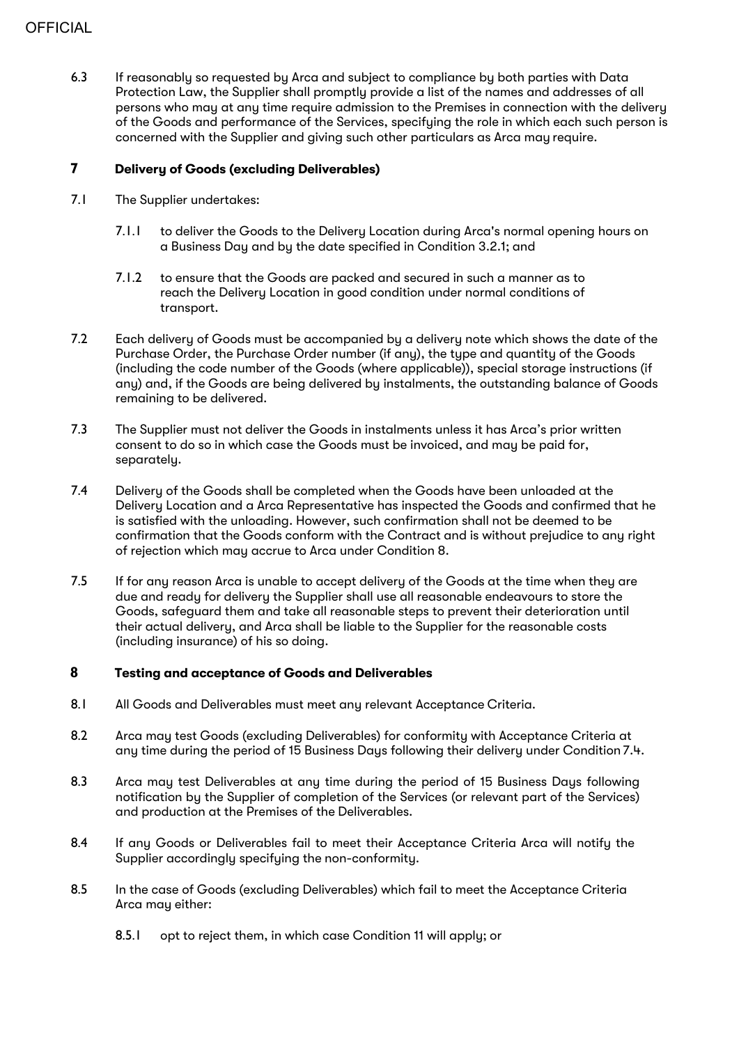6.3 If reasonably so requested by Arca and subject to compliance by both parties with Data Protection Law, the Supplier shall promptly provide a list of the names and addresses of all persons who may at any time require admission to the Premises in connection with the delivery of the Goods and performance of the Services, specifying the role in which each such person is concerned with the Supplier and giving such other particulars as Arca may require.

## 7 Delivery of Goods (excluding Deliverables)

7.1 The Supplier undertakes:

7.1.1 to deliver the Goods to the Delivery Location during Arca's normal opening hours on a Business Day and by the date specified in Condition 3.2.1; and

7.1.2 to ensure that the Goods are packed and secured in such a manner as to reach the Delivery Location in good condition under normal conditions of transport.

7.2 Each delivery of Goods must be accompanied by a delivery note which shows the date of the Purchase Order, the Purchase Order number (if any), the type and quantity of the Goods (including the code number of the Goods (where applicable)), special storage instructions (if any) and, if the Goods are being delivered by instalments, the outstanding balance of Goods remaining to be delivered.

7.3 The Supplier must not deliver the Goods in instalments unless it has Arca's prior written consent to do so in which case the Goods must be invoiced, and may be paid for, separately.

7.4 Delivery of the Goods shall be completed when the Goods have been unloaded at the Delivery Location and a Arca Representative has inspected the Goods and confirmed that he is satisfied with the unloading. However, such confirmation shall not be deemed to be confirmation that the Goods conform with the Contract and is without prejudice to any right of rejection which may accrue to Arca under Condition 8.

7.5 If for any reason Arca is unable to accept delivery of the Goods at the time when they are due and ready for delivery the Supplier shall use all reasonable endeavours to store the Goods, safeguard them and take all reasonable steps to prevent their deterioration until their actual delivery, and Arca shall be liable to the Supplier for the reasonable costs (including insurance) of his so doing.

## 8 Testing and acceptance of Goods and Deliverables

8.1 All Goods and Deliverables must meet any relevant Acceptance Criteria.

8.2 Arca may test Goods (excluding Deliverables) for conformity with Acceptance Criteria at any time during the period of 15 Business Days following their delivery under Condition 7.4.

8.3 Arca may test Deliverables at any time during the period of 15 Business Days following notification by the Supplier of completion of the Services (or relevant part of the Services) and production at the Premises of the Deliverables.

8.4 If any Goods or Deliverables fail to meet their Acceptance Criteria Arca will notify the Supplier accordingly specifying the non-conformity.

8.5 In the case of Goods (excluding Deliverables) which fail to meet the Acceptance Criteria Arca may either:

8.5.1 opt to reject them, in which case Condition 11 will apply; or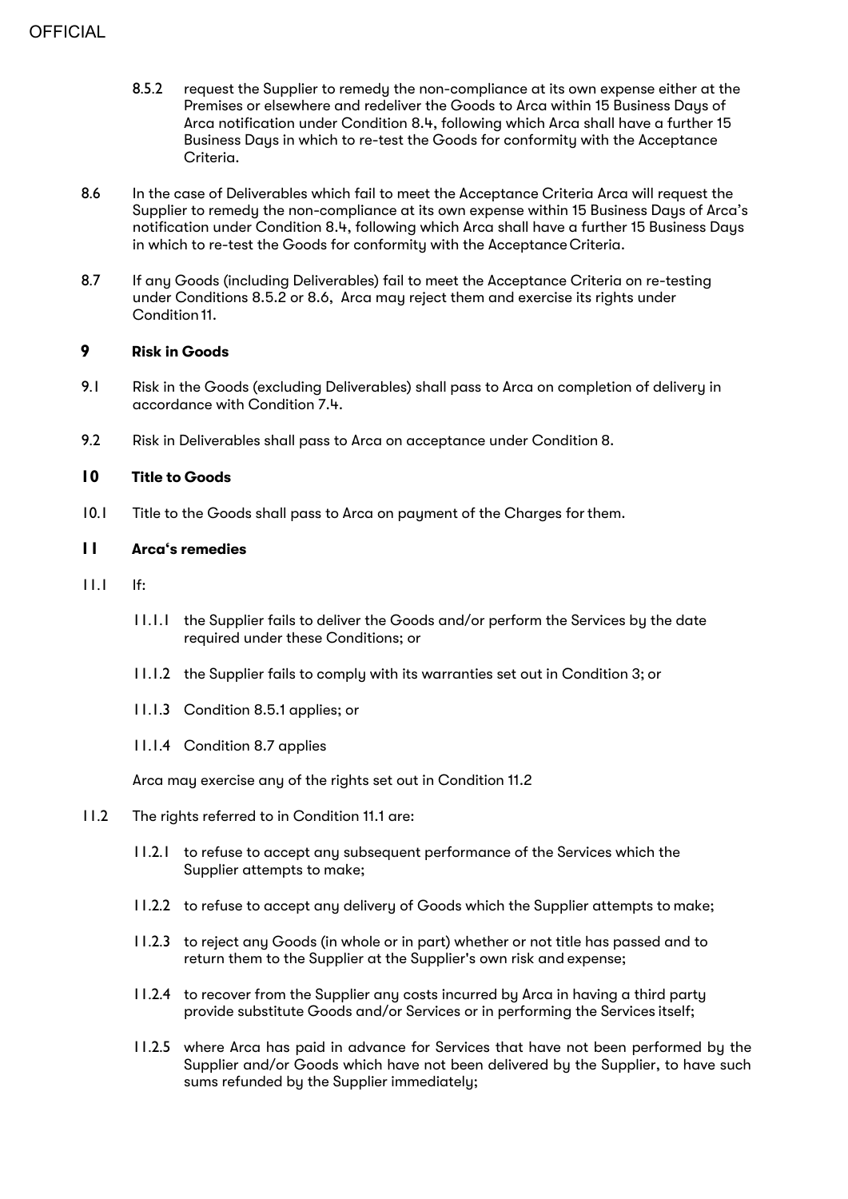8.5.2 request the Supplier to remedy the non-compliance at its own expense either at the Premises or elsewhere and redeliver the Goods to Arca within 15 Business Days of Arca notification under Condition 8.4, following which Arca shall have a further 15 Business Days in which to re-test the Goods for conformity with the Acceptance Criteria.

8.6 In the case of Deliverables which fail to meet the Acceptance Criteria Arca will request the Supplier to remedy the non-compliance at its own expense within 15 Business Days of Arca's notification under Condition 8.4, following which Arca shall have a further 15 Business Days in which to re-test the Goods for conformity with the Acceptance Criteria.

8.7 If any Goods (including Deliverables) fail to meet the Acceptance Criteria on re-testing under Conditions 8.5.2 or 8.6, Arca may reject them and exercise its rights under Condition 11.

## 9 Risk in Goods

9.1 Risk in the Goods (excluding Deliverables) shall pass to Arca on completion of delivery in accordance with Condition 7.4.

9.2 Risk in Deliverables shall pass to Arca on acceptance under Condition 8.

## 10 Title to Goods

10.1 Title to the Goods shall pass to Arca on payment of the Charges for them.

## 11 Arca's remedies

11.1 If:

11.1.1 the Supplier fails to deliver the Goods and/or perform the Services by the date required under these Conditions; or

11.1.2 the Supplier fails to comply with its warranties set out in Condition 3; or

11.1.3 Condition 8.5.1 applies; or

11.1.4 Condition 8.7 applies

Arca may exercise any of the rights set out in Condition 11.2

11.2 The rights referred to in Condition 11.1 are:

11.2.1 to refuse to accept any subsequent performance of the Services which the Supplier attempts to make;

11.2.2 to refuse to accept any delivery of Goods which the Supplier attempts to make;

11.2.3 to reject any Goods (in whole or in part) whether or not title has passed and to return them to the Supplier at the Supplier's own risk and expense;

11.2.4 to recover from the Supplier any costs incurred by Arca in having a third party provide substitute Goods and/or Services or in performing the Services itself;

11.2.5 where Arca has paid in advance for Services that have not been performed by the Supplier and/or Goods which have not been delivered by the Supplier, to have such sums refunded by the Supplier immediately;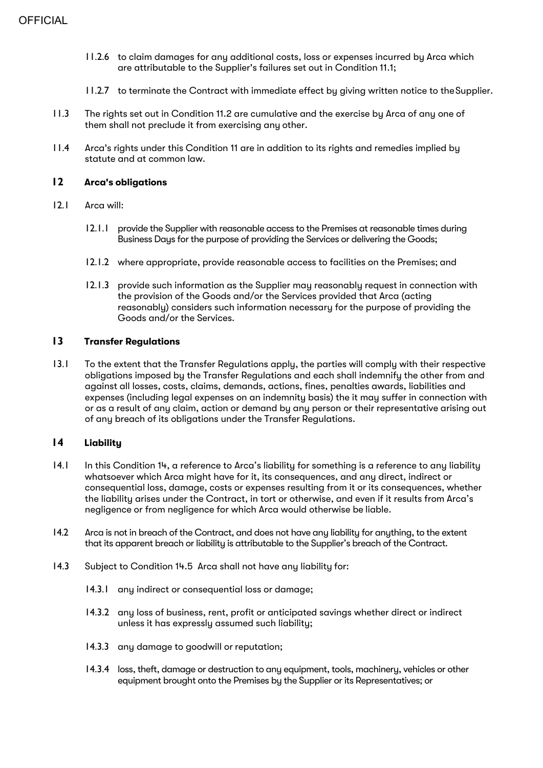11.2.6 to claim damages for any additional costs, loss or expenses incurred by Arca which are attributable to the Supplier's failures set out in Condition 11.1;

11.2.7 to terminate the Contract with immediate effect by giving written notice to the Supplier.

11.3 The rights set out in Condition 11.2 are cumulative and the exercise by Arca of any one of them shall not preclude it from exercising any other.

11.4 Arca's rights under this Condition 11 are in addition to its rights and remedies implied by statute and at common law.

## 12 Arca's obligations

12.1 Arca will:

12.1.1 provide the Supplier with reasonable access to the Premises at reasonable times during Business Days for the purpose of providing the Services or delivering the Goods;

12.1.2 where appropriate, provide reasonable access to facilities on the Premises; and

12.1.3 provide such information as the Supplier may reasonably request in connection with the provision of the Goods and/or the Services provided that Arca (acting reasonably) considers such information necessary for the purpose of providing the Goods and/or the Services.

## 13 Transfer Regulations

13.1 To the extent that the Transfer Regulations apply, the parties will comply with their respective obligations imposed by the Transfer Regulations and each shall indemnify the other from and against all losses, costs, claims, demands, actions, fines, penalties awards, liabilities and expenses (including legal expenses on an indemnity basis) the it may suffer in connection with or as a result of any claim, action or demand by any person or their representative arising out of any breach of its obligations under the Transfer Regulations.

## 14 Liability

14.1 In this Condition 14, a reference to Arca's liability for something is a reference to any liability whatsoever which Arca might have for it, its consequences, and any direct, indirect or consequential loss, damage, costs or expenses resulting from it or its consequences, whether the liability arises under the Contract, in tort or otherwise, and even if it results from Arca's negligence or from negligence for which Arca would otherwise be liable.

14.2 Arca is not in breach of the Contract, and does not have any liability for anything, to the extent that its apparent breach or liability is attributable to the Supplier's breach of the Contract.

14.3 Subject to Condition 14.5 Arca shall not have any liability for:

14.3.1 any indirect or consequential loss or damage;

14.3.2 any loss of business, rent, profit or anticipated savings whether direct or indirect unless it has expressly assumed such liability;

14.3.3 any damage to goodwill or reputation;

14.3.4 loss, theft, damage or destruction to any equipment, tools, machinery, vehicles or other equipment brought onto the Premises by the Supplier or its Representatives; or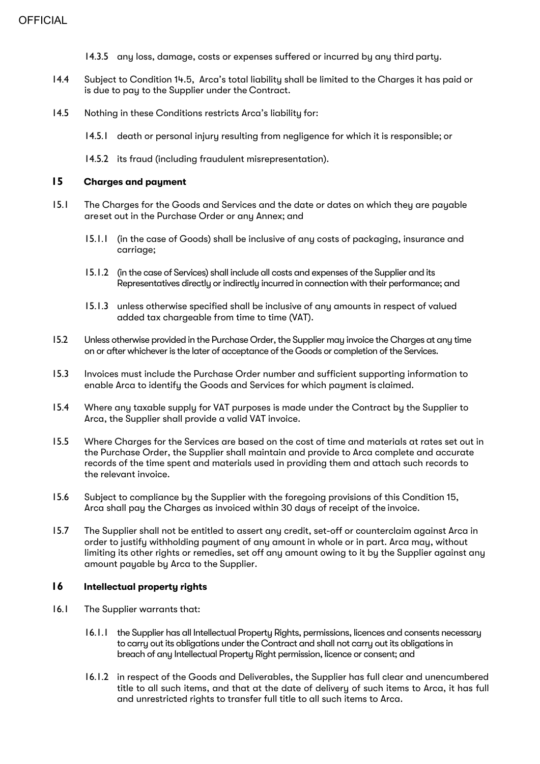14.3.5 any loss, damage, costs or expenses suffered or incurred by any third party.

14.4 Subject to Condition 14.5, Arca's total liability shall be limited to the Charges it has paid or is due to pay to the Supplier under the Contract.

14.5 Nothing in these Conditions restricts Arca's liability for:

14.5.1 death or personal injury resulting from negligence for which it is responsible; or

14.5.2 its fraud (including fraudulent misrepresentation).

## 15 Charges and payment

15.1 The Charges for the Goods and Services and the date or dates on which they are payable areset out in the Purchase Order or any Annex; and

15.1.1 (in the case of Goods) shall be inclusive of any costs of packaging, insurance and carriage;

15.1.2 (in the case of Services) shall include all costs and expenses of the Supplier and its Representatives directly or indirectly incurred in connection with their performance; and

15.1.3 unless otherwise specified shall be inclusive of any amounts in respect of valued added tax chargeable from time to time (VAT).

15.2 Unless otherwise provided in the Purchase Order, the Supplier may invoice the Charges at any time on or after whichever is the later of acceptance of the Goods or completion of the Services.

15.3 Invoices must include the Purchase Order number and sufficient supporting information to enable Arca to identify the Goods and Services for which payment is claimed.

15.4 Where any taxable supply for VAT purposes is made under the Contract by the Supplier to Arca, the Supplier shall provide a valid VAT invoice.

15.5 Where Charges for the Services are based on the cost of time and materials at rates set out in the Purchase Order, the Supplier shall maintain and provide to Arca complete and accurate records of the time spent and materials used in providing them and attach such records to the relevant invoice.

15.6 Subject to compliance by the Supplier with the foregoing provisions of this Condition 15, Arca shall pay the Charges as invoiced within 30 days of receipt of the invoice.

15.7 The Supplier shall not be entitled to assert any credit, set-off or counterclaim against Arca in order to justify withholding payment of any amount in whole or in part. Arca may, without limiting its other rights or remedies, set off any amount owing to it by the Supplier against any amount payable by Arca to the Supplier.

## 16 Intellectual property rights

16.1 The Supplier warrants that:

16.1.1 the Supplier has all Intellectual Property Rights, permissions, licences and consents necessary to carry out its obligations under the Contract and shall not carry out its obligations in breach of any Intellectual Property Right permission, licence or consent; and

16.1.2 in respect of the Goods and Deliverables, the Supplier has full clear and unencumbered title to all such items, and that at the date of delivery of such items to Arca, it has full and unrestricted rights to transfer full title to all such items to Arca.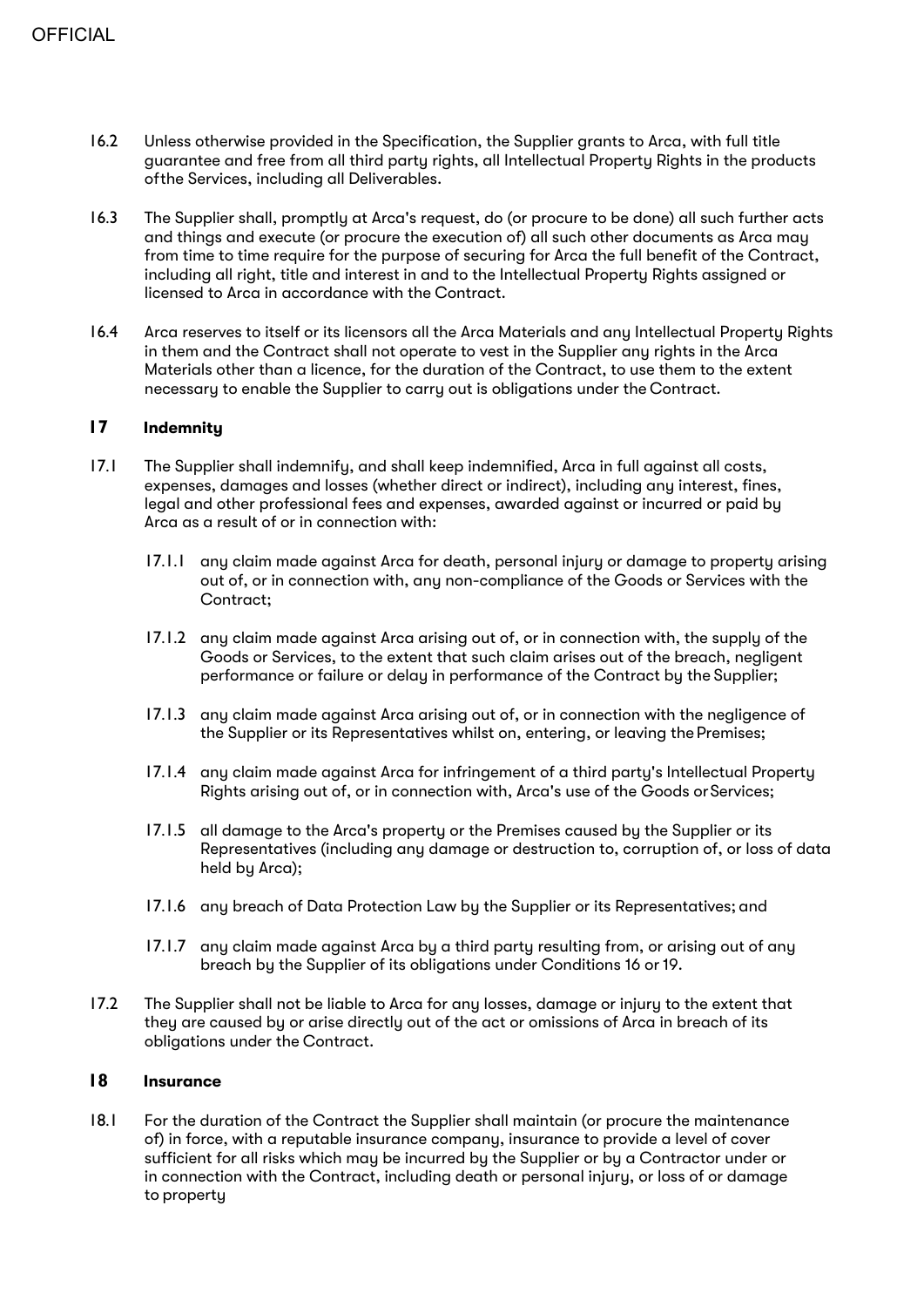16.2 Unless otherwise provided in the Specification, the Supplier grants to Arca, with full title guarantee and free from all third party rights, all Intellectual Property Rights in the products ofthe Services, including all Deliverables.

16.3 The Supplier shall, promptly at Arca's request, do (or procure to be done) all such further acts and things and execute (or procure the execution of) all such other documents as Arca may from time to time require for the purpose of securing for Arca the full benefit of the Contract, including all right, title and interest in and to the Intellectual Property Rights assigned or licensed to Arca in accordance with the Contract.

16.4 Arca reserves to itself or its licensors all the Arca Materials and any Intellectual Property Rights in them and the Contract shall not operate to vest in the Supplier any rights in the Arca Materials other than a licence, for the duration of the Contract, to use them to the extent necessary to enable the Supplier to carry out is obligations under the Contract.

## 17 Indemnity

17.1 The Supplier shall indemnify, and shall keep indemnified, Arca in full against all costs, expenses, damages and losses (whether direct or indirect), including any interest, fines, legal and other professional fees and expenses, awarded against or incurred or paid by Arca as a result of or in connection with:

17.1.1 any claim made against Arca for death, personal injury or damage to property arising out of, or in connection with, any non-compliance of the Goods or Services with the Contract;

17.1.2 any claim made against Arca arising out of, or in connection with, the supply of the Goods or Services, to the extent that such claim arises out of the breach, negligent performance or failure or delay in performance of the Contract by the Supplier;

17.1.3 any claim made against Arca arising out of, or in connection with the negligence of the Supplier or its Representatives whilst on, entering, or leaving the Premises;

17.1.4 any claim made against Arca for infringement of a third party's Intellectual Property Rights arising out of, or in connection with, Arca's use of the Goods or Services;

17.1.5 all damage to the Arca's property or the Premises caused by the Supplier or its Representatives (including any damage or destruction to, corruption of, or loss of data held by Arca);

17.1.6 any breach of Data Protection Law by the Supplier or its Representatives; and

17.1.7 any claim made against Arca by a third party resulting from, or arising out of any breach by the Supplier of its obligations under Conditions 16 or 19.

17.2 The Supplier shall not be liable to Arca for any losses, damage or injury to the extent that they are caused by or arise directly out of the act or omissions of Arca in breach of its obligations under the Contract.

## 18 Insurance

18.1 For the duration of the Contract the Supplier shall maintain (or procure the maintenance of) in force, with a reputable insurance company, insurance to provide a level of cover sufficient for all risks which may be incurred by the Supplier or by a Contractor under or in connection with the Contract, including death or personal injury, or loss of or damage to property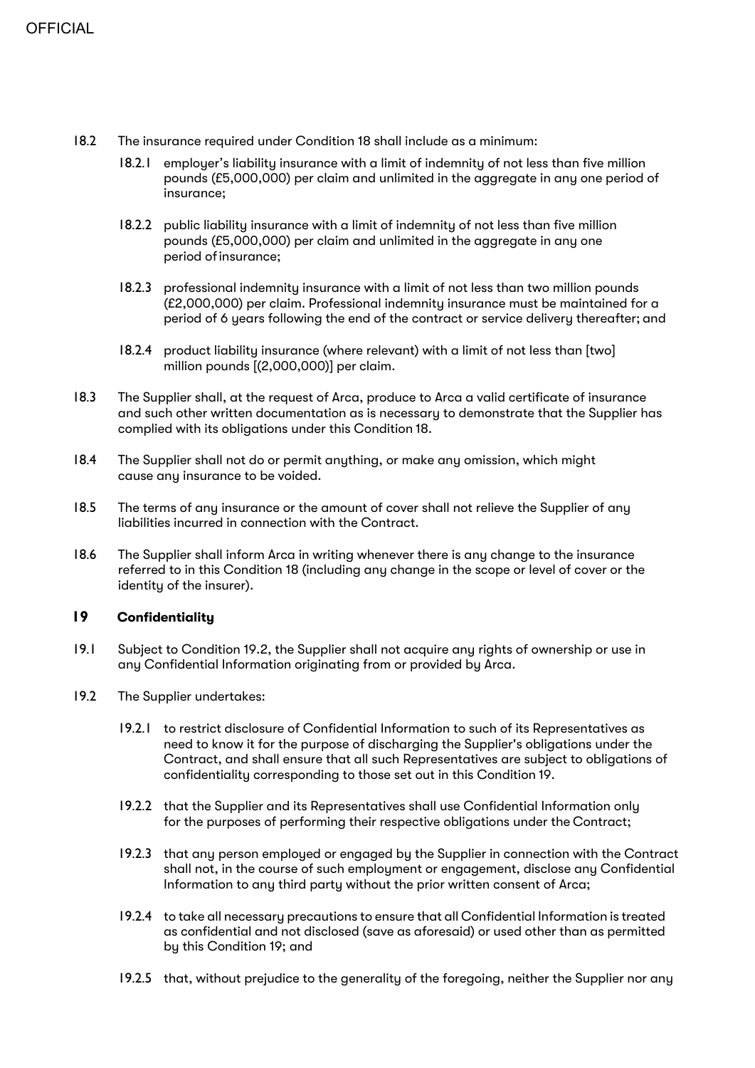18.2 The insurance required under Condition 18 shall include as a minimum:

18.2.1 employer's liability insurance with a limit of indemnity of not less than five million pounds (£5,000,000) per claim and unlimited in the aggregate in any one period of insurance;

18.2.2 public liability insurance with a limit of indemnity of not less than five million pounds (£5,000,000) per claim and unlimited in the aggregate in any one period of insurance;

18.2.3 professional indemnity insurance with a limit of not less than two million pounds (£2,000,000) per claim. Professional indemnity insurance must be maintained for a period of 6 years following the end of the contract or service delivery thereafter; and

18.2.4 product liability insurance (where relevant) with a limit of not less than [two] million pounds [(2,000,000)] per claim.

18.3 The Supplier shall, at the request of Arca, produce to Arca a valid certificate of insurance and such other written documentation as is necessary to demonstrate that the Supplier has complied with its obligations under this Condition 18.

18.4 The Supplier shall not do or permit anything, or make any omission, which might cause any insurance to be voided.

18.5 The terms of any insurance or the amount of cover shall not relieve the Supplier of any liabilities incurred in connection with the Contract.

18.6 The Supplier shall inform Arca in writing whenever there is any change to the insurance referred to in this Condition 18 (including any change in the scope or level of cover or the identity of the insurer).

## 19 Confidentiality

19.1 Subject to Condition 19.2, the Supplier shall not acquire any rights of ownership or use in any Confidential Information originating from or provided by Arca.

19.2 The Supplier undertakes:

19.2.1 to restrict disclosure of Confidential Information to such of its Representatives as need to know it for the purpose of discharging the Supplier's obligations under the Contract, and shall ensure that all such Representatives are subject to obligations of confidentiality corresponding to those set out in this Condition 19.

19.2.2 that the Supplier and its Representatives shall use Confidential Information only for the purposes of performing their respective obligations under the Contract;

19.2.3 that any person employed or engaged by the Supplier in connection with the Contract shall not, in the course of such employment or engagement, disclose any Confidential Information to any third party without the prior written consent of Arca;

19.2.4 to take all necessary precautions to ensure that all Confidential Information is treated as confidential and not disclosed (save as aforesaid) or used other than as permitted by this Condition 19; and

19.2.5 that, without prejudice to the generality of the foregoing, neither the Supplier nor any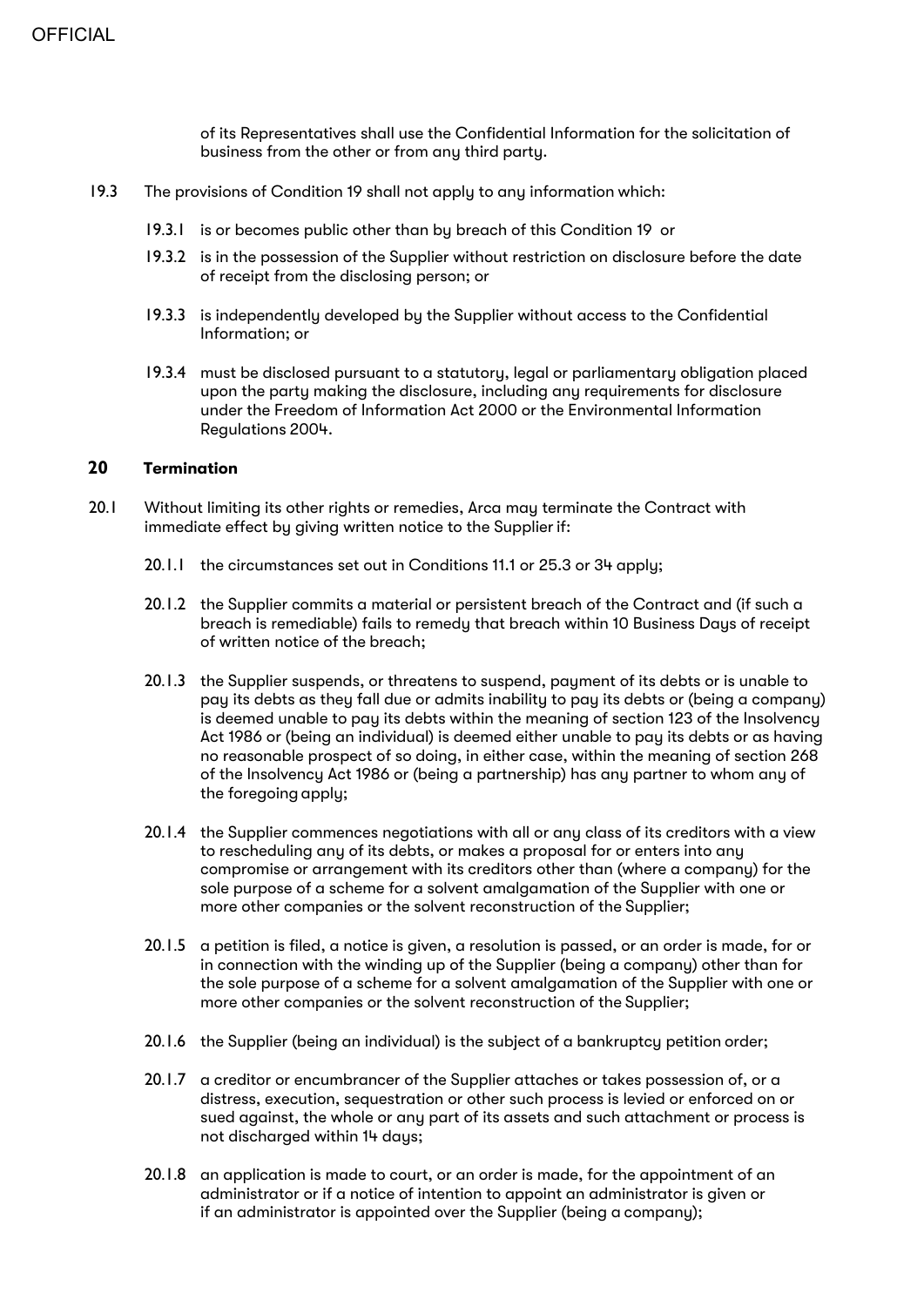of its Representatives shall use the Confidential Information for the solicitation of business from the other or from any third party.

19.3 The provisions of Condition 19 shall not apply to any information which:

19.3.1 is or becomes public other than by breach of this Condition 19 or

19.3.2 is in the possession of the Supplier without restriction on disclosure before the date of receipt from the disclosing person; or

19.3.3 is independently developed by the Supplier without access to the Confidential Information; or

19.3.4 must be disclosed pursuant to a statutory, legal or parliamentary obligation placed upon the party making the disclosure, including any requirements for disclosure under the Freedom of Information Act 2000 or the Environmental Information Regulations 2004.

## 20 Termination

20.1 Without limiting its other rights or remedies, Arca may terminate the Contract with immediate effect by giving written notice to the Supplier if:

20.1.1 the circumstances set out in Conditions 11.1 or 25.3 or 34 apply;

20.1.2 the Supplier commits a material or persistent breach of the Contract and (if such a breach is remediable) fails to remedy that breach within 10 Business Days of receipt of written notice of the breach;

20.1.3 the Supplier suspends, or threatens to suspend, payment of its debts or is unable to pay its debts as they fall due or admits inability to pay its debts or (being a company) is deemed unable to pay its debts within the meaning of section 123 of the Insolvency Act 1986 or (being an individual) is deemed either unable to pay its debts or as having no reasonable prospect of so doing, in either case, within the meaning of section 268 of the Insolvency Act 1986 or (being a partnership) has any partner to whom any of the foregoing apply;

20.1.4 the Supplier commences negotiations with all or any class of its creditors with a view to rescheduling any of its debts, or makes a proposal for or enters into any compromise or arrangement with its creditors other than (where a company) for the sole purpose of a scheme for a solvent amalgamation of the Supplier with one or more other companies or the solvent reconstruction of the Supplier;

20.1.5 a petition is filed, a notice is given, a resolution is passed, or an order is made, for or in connection with the winding up of the Supplier (being a company) other than for the sole purpose of a scheme for a solvent amalgamation of the Supplier with one or more other companies or the solvent reconstruction of the Supplier;

20.1.6 the Supplier (being an individual) is the subject of a bankruptcy petition order;

20.1.7 a creditor or encumbrancer of the Supplier attaches or takes possession of, or a distress, execution, sequestration or other such process is levied or enforced on or sued against, the whole or any part of its assets and such attachment or process is not discharged within 14 days;

20.1.8 an application is made to court, or an order is made, for the appointment of an administrator or if a notice of intention to appoint an administrator is given or if an administrator is appointed over the Supplier (being a company);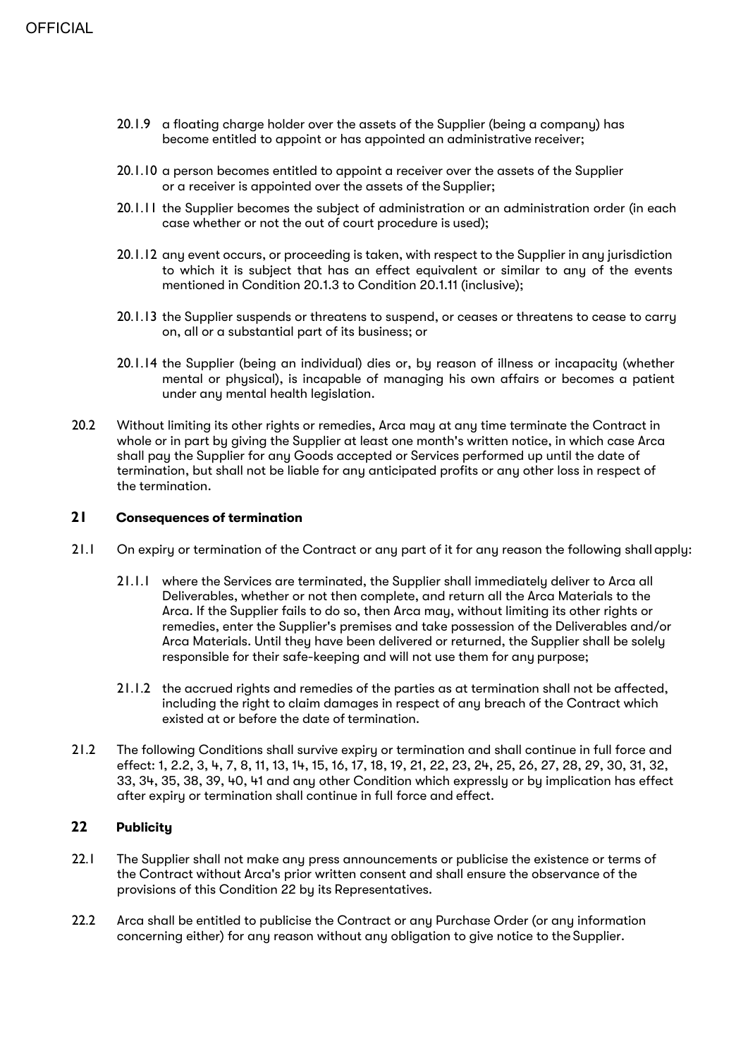20.1.9 a floating charge holder over the assets of the Supplier (being a company) has become entitled to appoint or has appointed an administrative receiver;

20.1.10 a person becomes entitled to appoint a receiver over the assets of the Supplier or a receiver is appointed over the assets of the Supplier;

20.1.11 the Supplier becomes the subject of administration or an administration order (in each case whether or not the out of court procedure is used);

20.1.12 any event occurs, or proceeding is taken, with respect to the Supplier in any jurisdiction to which it is subject that has an effect equivalent or similar to any of the events mentioned in Condition 20.1.3 to Condition 20.1.11 (inclusive);

20.1.13 the Supplier suspends or threatens to suspend, or ceases or threatens to cease to carry on, all or a substantial part of its business; or

20.1.14 the Supplier (being an individual) dies or, by reason of illness or incapacity (whether mental or physical), is incapable of managing his own affairs or becomes a patient under any mental health legislation.

20.2 Without limiting its other rights or remedies, Arca may at any time terminate the Contract in whole or in part by giving the Supplier at least one month's written notice, in which case Arca shall pay the Supplier for any Goods accepted or Services performed up until the date of termination, but shall not be liable for any anticipated profits or any other loss in respect of the termination.

## 21 Consequences of termination

21.1 On expiry or termination of the Contract or any part of it for any reason the following shall apply:

21.1.1 where the Services are terminated, the Supplier shall immediately deliver to Arca all Deliverables, whether or not then complete, and return all the Arca Materials to the Arca. If the Supplier fails to do so, then Arca may, without limiting its other rights or remedies, enter the Supplier's premises and take possession of the Deliverables and/or Arca Materials. Until they have been delivered or returned, the Supplier shall be solely responsible for their safe-keeping and will not use them for any purpose;

21.1.2 the accrued rights and remedies of the parties as at termination shall not be affected, including the right to claim damages in respect of any breach of the Contract which existed at or before the date of termination.

21.2 The following Conditions shall survive expiry or termination and shall continue in full force and effect: 1, 2.2, 3, 4, 7, 8, 11, 13, 14, 15, 16, 17, 18, 19, 21, 22, 23, 24, 25, 26, 27, 28, 29, 30, 31, 32, 33, 34, 35, 38, 39, 40, 41 and any other Condition which expressly or by implication has effect after expiry or termination shall continue in full force and effect.

## 22 Publicity

22.1 The Supplier shall not make any press announcements or publicise the existence or terms of the Contract without Arca's prior written consent and shall ensure the observance of the provisions of this Condition 22 by its Representatives.

22.2 Arca shall be entitled to publicise the Contract or any Purchase Order (or any information concerning either) for any reason without any obligation to give notice to the Supplier.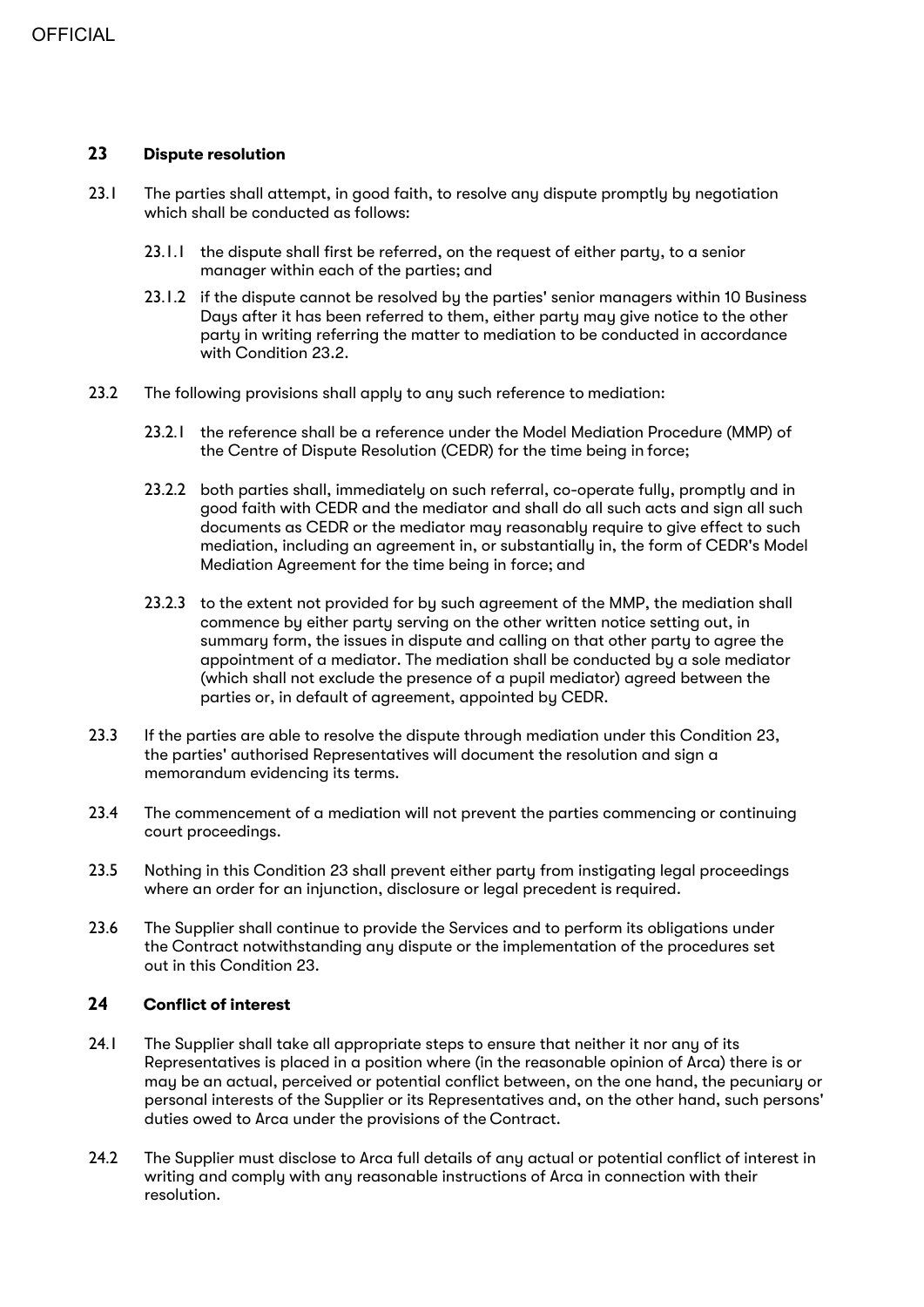## 23 Dispute resolution

23.1 The parties shall attempt, in good faith, to resolve any dispute promptly by negotiation which shall be conducted as follows:

23.1.1 the dispute shall first be referred, on the request of either party, to a senior manager within each of the parties; and

23.1.2 if the dispute cannot be resolved by the parties' senior managers within 10 Business Days after it has been referred to them, either party may give notice to the other party in writing referring the matter to mediation to be conducted in accordance with Condition 23.2.

23.2 The following provisions shall apply to any such reference to mediation:

23.2.1 the reference shall be a reference under the Model Mediation Procedure (MMP) of the Centre of Dispute Resolution (CEDR) for the time being in force;

23.2.2 both parties shall, immediately on such referral, co-operate fully, promptly and in good faith with CEDR and the mediator and shall do all such acts and sign all such documents as CEDR or the mediator may reasonably require to give effect to such mediation, including an agreement in, or substantially in, the form of CEDR's Model Mediation Agreement for the time being in force; and

23.2.3 to the extent not provided for by such agreement of the MMP, the mediation shall commence by either party serving on the other written notice setting out, in summary form, the issues in dispute and calling on that other party to agree the appointment of a mediator. The mediation shall be conducted by a sole mediator (which shall not exclude the presence of a pupil mediator) agreed between the parties or, in default of agreement, appointed by CEDR.

23.3 If the parties are able to resolve the dispute through mediation under this Condition 23, the parties' authorised Representatives will document the resolution and sign a memorandum evidencing its terms.

23.4 The commencement of a mediation will not prevent the parties commencing or continuing court proceedings.

23.5 Nothing in this Condition 23 shall prevent either party from instigating legal proceedings where an order for an injunction, disclosure or legal precedent is required.

23.6 The Supplier shall continue to provide the Services and to perform its obligations under the Contract notwithstanding any dispute or the implementation of the procedures set out in this Condition 23.

## 24 Conflict of interest

24.1 The Supplier shall take all appropriate steps to ensure that neither it nor any of its Representatives is placed in a position where (in the reasonable opinion of Arca) there is or may be an actual, perceived or potential conflict between, on the one hand, the pecuniary or personal interests of the Supplier or its Representatives and, on the other hand, such persons' duties owed to Arca under the provisions of the Contract.

24.2 The Supplier must disclose to Arca full details of any actual or potential conflict of interest in writing and comply with any reasonable instructions of Arca in connection with their resolution.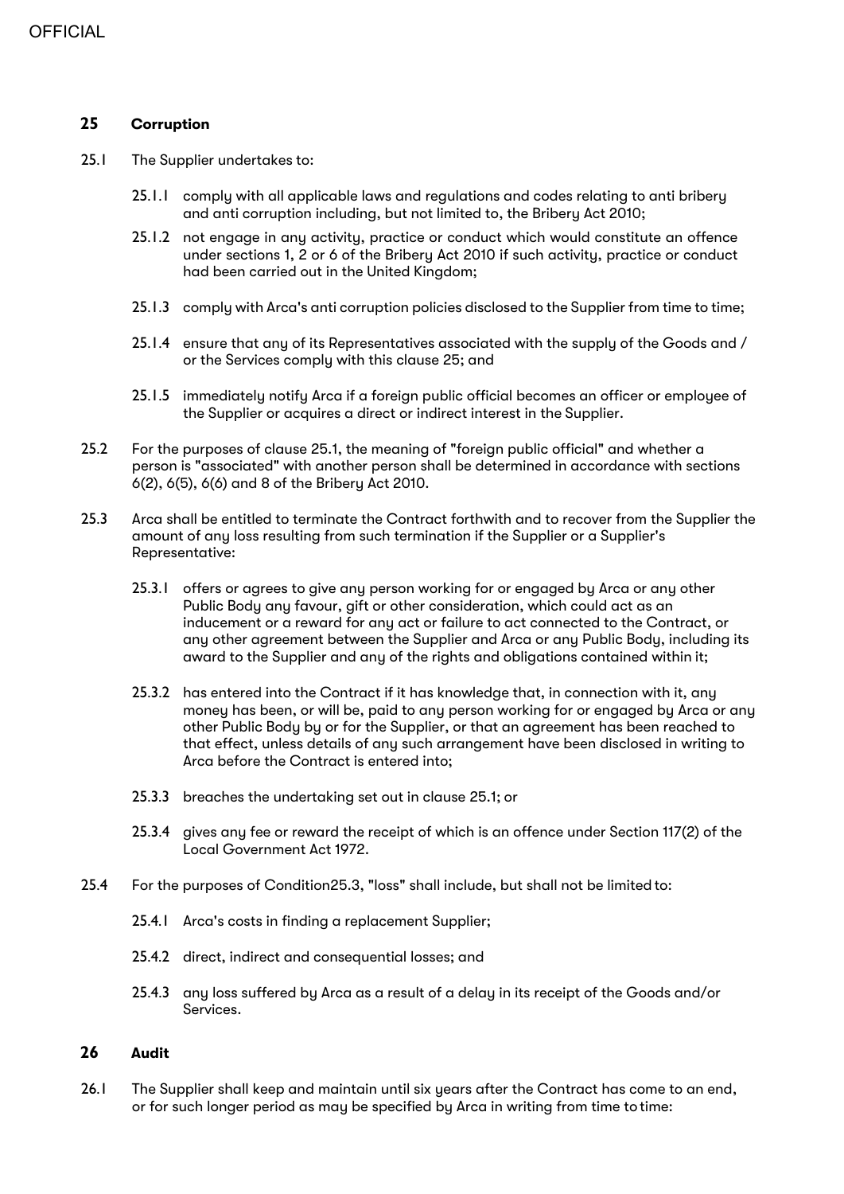## 25 Corruption

25.1 The Supplier undertakes to:

25.1.1 comply with all applicable laws and regulations and codes relating to anti bribery and anti corruption including, but not limited to, the Bribery Act 2010;

25.1.2 not engage in any activity, practice or conduct which would constitute an offence under sections 1, 2 or 6 of the Bribery Act 2010 if such activity, practice or conduct had been carried out in the United Kingdom;

25.1.3 comply with Arca's anti corruption policies disclosed to the Supplier from time to time;

25.1.4 ensure that any of its Representatives associated with the supply of the Goods and / or the Services comply with this clause 25; and

25.1.5 immediately notify Arca if a foreign public official becomes an officer or employee of the Supplier or acquires a direct or indirect interest in the Supplier.

25.2 For the purposes of clause 25.1, the meaning of "foreign public official" and whether a person is "associated" with another person shall be determined in accordance with sections 6(2), 6(5), 6(6) and 8 of the Bribery Act 2010.

25.3 Arca shall be entitled to terminate the Contract forthwith and to recover from the Supplier the amount of any loss resulting from such termination if the Supplier or a Supplier's Representative:

25.3.1 offers or agrees to give any person working for or engaged by Arca or any other Public Body any favour, gift or other consideration, which could act as an inducement or a reward for any act or failure to act connected to the Contract, or any other agreement between the Supplier and Arca or any Public Body, including its award to the Supplier and any of the rights and obligations contained within it;

25.3.2 has entered into the Contract if it has knowledge that, in connection with it, any money has been, or will be, paid to any person working for or engaged by Arca or any other Public Body by or for the Supplier, or that an agreement has been reached to that effect, unless details of any such arrangement have been disclosed in writing to Arca before the Contract is entered into;

25.3.3 breaches the undertaking set out in clause 25.1; or

25.3.4 gives any fee or reward the receipt of which is an offence under Section 117(2) of the Local Government Act 1972.

25.4 For the purposes of Condition25.3, "loss" shall include, but shall not be limited to:

25.4.1 Arca's costs in finding a replacement Supplier;

25.4.2 direct, indirect and consequential losses; and

25.4.3 any loss suffered by Arca as a result of a delay in its receipt of the Goods and/or Services.

## 26 Audit

26.1 The Supplier shall keep and maintain until six years after the Contract has come to an end, or for such longer period as may be specified by Arca in writing from time to time: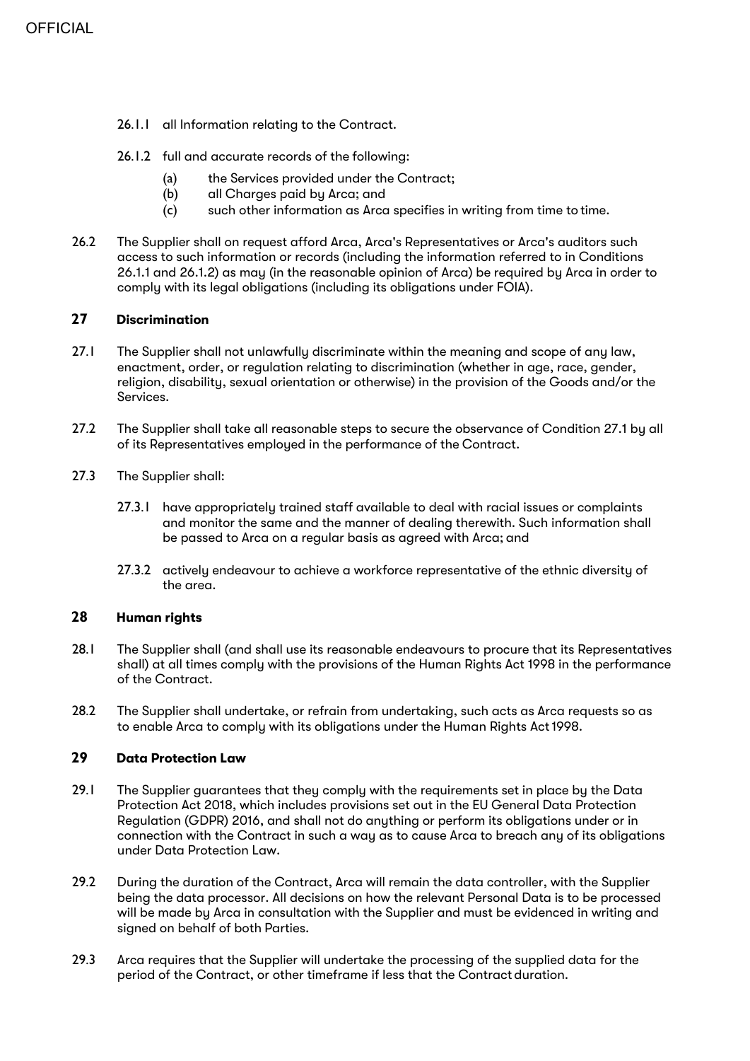26.1.1 all Information relating to the Contract.

26.1.2 full and accurate records of the following:

(a) the Services provided under the Contract;
(b) all Charges paid by Arca; and
(c) such other information as Arca specifies in writing from time to time.

26.2 The Supplier shall on request afford Arca, Arca's Representatives or Arca's auditors such access to such information or records (including the information referred to in Conditions 26.1.1 and 26.1.2) as may (in the reasonable opinion of Arca) be required by Arca in order to comply with its legal obligations (including its obligations under FOIA).

## 27 Discrimination

27.1 The Supplier shall not unlawfully discriminate within the meaning and scope of any law, enactment, order, or regulation relating to discrimination (whether in age, race, gender, religion, disability, sexual orientation or otherwise) in the provision of the Goods and/or the Services.

27.2 The Supplier shall take all reasonable steps to secure the observance of Condition 27.1 by all of its Representatives employed in the performance of the Contract.

27.3 The Supplier shall:

27.3.1 have appropriately trained staff available to deal with racial issues or complaints and monitor the same and the manner of dealing therewith. Such information shall be passed to Arca on a regular basis as agreed with Arca; and

27.3.2 actively endeavour to achieve a workforce representative of the ethnic diversity of the area.

## 28 Human rights

28.1 The Supplier shall (and shall use its reasonable endeavours to procure that its Representatives shall) at all times comply with the provisions of the Human Rights Act 1998 in the performance of the Contract.

28.2 The Supplier shall undertake, or refrain from undertaking, such acts as Arca requests so as to enable Arca to comply with its obligations under the Human Rights Act 1998.

## 29 Data Protection Law

29.1 The Supplier guarantees that they comply with the requirements set in place by the Data Protection Act 2018, which includes provisions set out in the EU General Data Protection Regulation (GDPR) 2016, and shall not do anything or perform its obligations under or in connection with the Contract in such a way as to cause Arca to breach any of its obligations under Data Protection Law.

29.2 During the duration of the Contract, Arca will remain the data controller, with the Supplier being the data processor. All decisions on how the relevant Personal Data is to be processed will be made by Arca in consultation with the Supplier and must be evidenced in writing and signed on behalf of both Parties.

29.3 Arca requires that the Supplier will undertake the processing of the supplied data for the period of the Contract, or other timeframe if less that the Contract duration.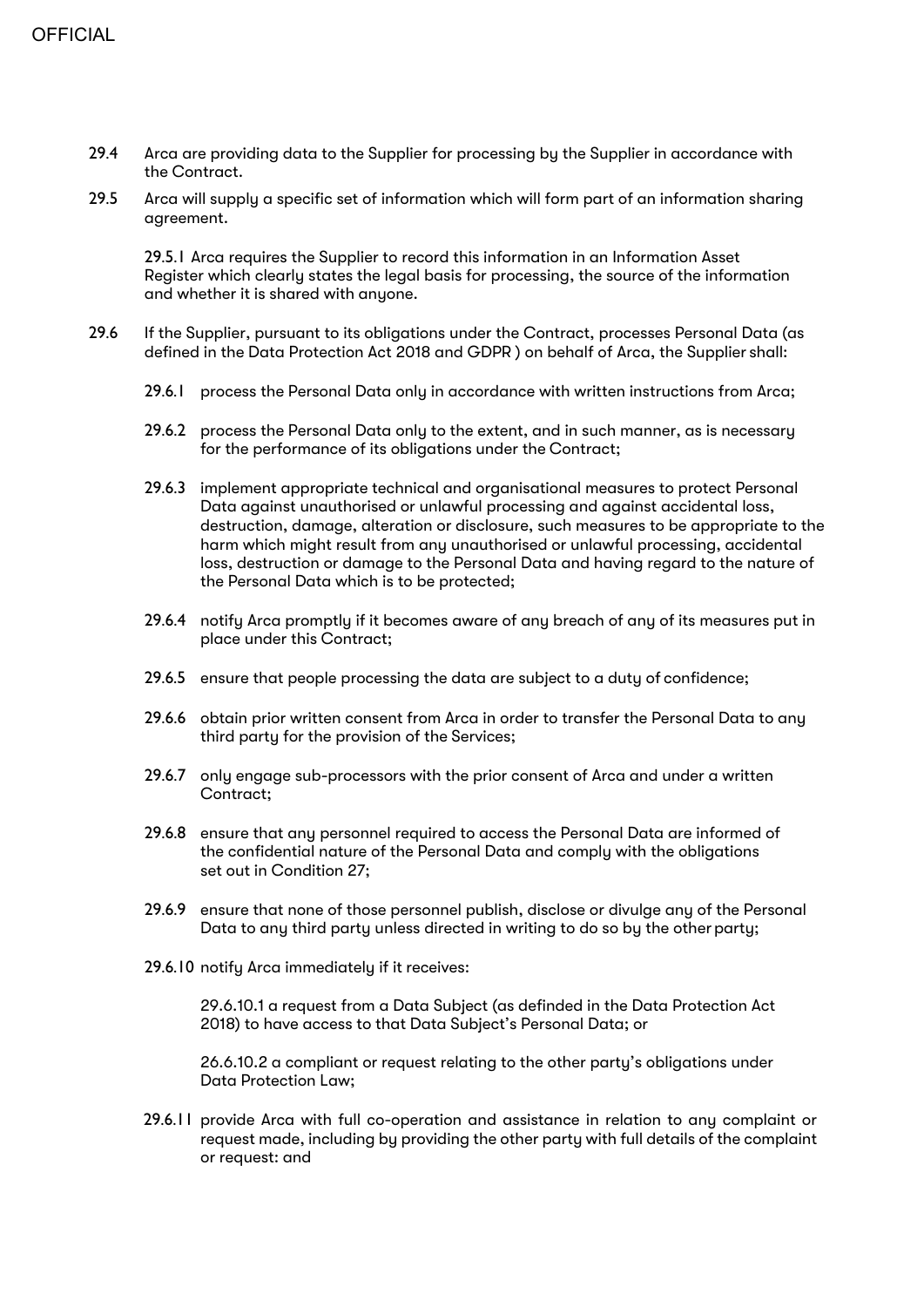29.4 Arca are providing data to the Supplier for processing by the Supplier in accordance with the Contract.

29.5 Arca will supply a specific set of information which will form part of an information sharing agreement.

29.5.1 Arca requires the Supplier to record this information in an Information Asset Register which clearly states the legal basis for processing, the source of the information and whether it is shared with anyone.

29.6 If the Supplier, pursuant to its obligations under the Contract, processes Personal Data (as defined in the Data Protection Act 2018 and GDPR ) on behalf of Arca, the Supplier shall:

29.6.1 process the Personal Data only in accordance with written instructions from Arca;

29.6.2 process the Personal Data only to the extent, and in such manner, as is necessary for the performance of its obligations under the Contract;

29.6.3 implement appropriate technical and organisational measures to protect Personal Data against unauthorised or unlawful processing and against accidental loss, destruction, damage, alteration or disclosure, such measures to be appropriate to the harm which might result from any unauthorised or unlawful processing, accidental loss, destruction or damage to the Personal Data and having regard to the nature of the Personal Data which is to be protected;

29.6.4 notify Arca promptly if it becomes aware of any breach of any of its measures put in place under this Contract;

29.6.5 ensure that people processing the data are subject to a duty of confidence;

29.6.6 obtain prior written consent from Arca in order to transfer the Personal Data to any third party for the provision of the Services;

29.6.7 only engage sub-processors with the prior consent of Arca and under a written Contract;

29.6.8 ensure that any personnel required to access the Personal Data are informed of the confidential nature of the Personal Data and comply with the obligations set out in Condition 27;

29.6.9 ensure that none of those personnel publish, disclose or divulge any of the Personal Data to any third party unless directed in writing to do so by the other party;

29.6.10 notify Arca immediately if it receives:

29.6.10.1 a request from a Data Subject (as definded in the Data Protection Act 2018) to have access to that Data Subject's Personal Data; or

26.6.10.2 a compliant or request relating to the other party's obligations under Data Protection Law;

29.6.11 provide Arca with full co-operation and assistance in relation to any complaint or request made, including by providing the other party with full details of the complaint or request: and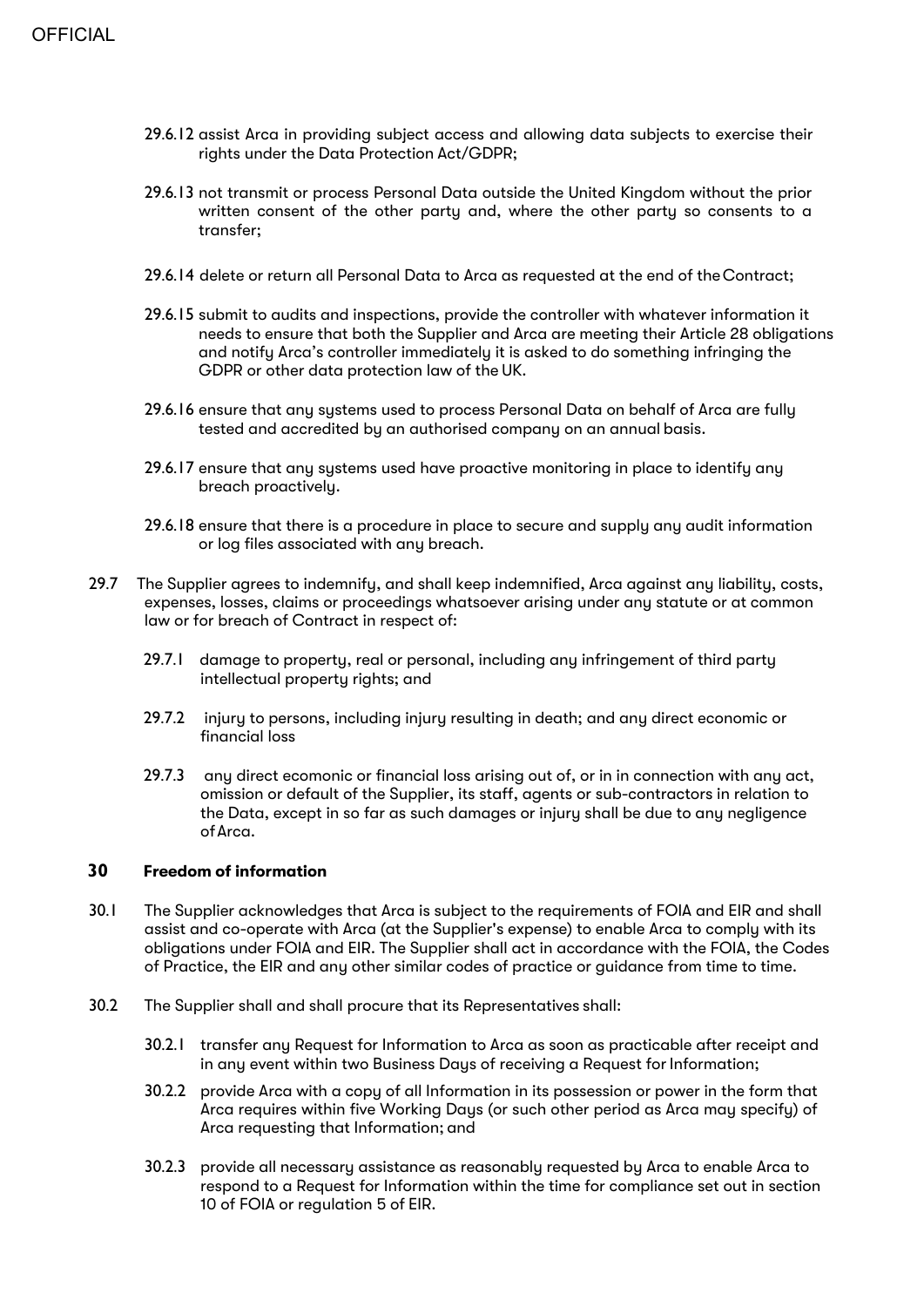29.6.12 assist Arca in providing subject access and allowing data subjects to exercise their rights under the Data Protection Act/GDPR;

29.6.13 not transmit or process Personal Data outside the United Kingdom without the prior written consent of the other party and, where the other party so consents to a transfer;

29.6.14 delete or return all Personal Data to Arca as requested at the end of the Contract;

29.6.15 submit to audits and inspections, provide the controller with whatever information it needs to ensure that both the Supplier and Arca are meeting their Article 28 obligations and notify Arca's controller immediately it is asked to do something infringing the GDPR or other data protection law of the UK.

29.6.16 ensure that any systems used to process Personal Data on behalf of Arca are fully tested and accredited by an authorised company on an annual basis.

29.6.17 ensure that any systems used have proactive monitoring in place to identify any breach proactively.

29.6.18 ensure that there is a procedure in place to secure and supply any audit information or log files associated with any breach.

29.7 The Supplier agrees to indemnify, and shall keep indemnified, Arca against any liability, costs, expenses, losses, claims or proceedings whatsoever arising under any statute or at common law or for breach of Contract in respect of:

29.7.1 damage to property, real or personal, including any infringement of third party intellectual property rights; and

29.7.2 injury to persons, including injury resulting in death; and any direct economic or financial loss

29.7.3 any direct ecomonic or financial loss arising out of, or in in connection with any act, omission or default of the Supplier, its staff, agents or sub-contractors in relation to the Data, except in so far as such damages or injury shall be due to any negligence of Arca.

## 30 Freedom of information

30.1 The Supplier acknowledges that Arca is subject to the requirements of FOIA and EIR and shall assist and co-operate with Arca (at the Supplier's expense) to enable Arca to comply with its obligations under FOIA and EIR. The Supplier shall act in accordance with the FOIA, the Codes of Practice, the EIR and any other similar codes of practice or guidance from time to time.

30.2 The Supplier shall and shall procure that its Representatives shall:

30.2.1 transfer any Request for Information to Arca as soon as practicable after receipt and in any event within two Business Days of receiving a Request for Information;

30.2.2 provide Arca with a copy of all Information in its possession or power in the form that Arca requires within five Working Days (or such other period as Arca may specify) of Arca requesting that Information; and

30.2.3 provide all necessary assistance as reasonably requested by Arca to enable Arca to respond to a Request for Information within the time for compliance set out in section 10 of FOIA or regulation 5 of EIR.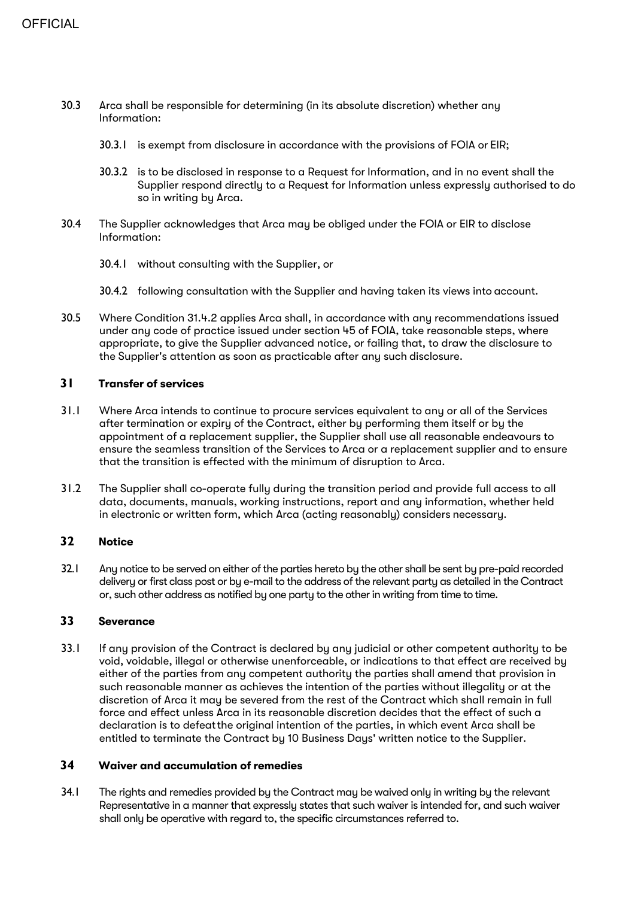30.3 Arca shall be responsible for determining (in its absolute discretion) whether any Information:

30.3.1 is exempt from disclosure in accordance with the provisions of FOIA or EIR;

30.3.2 is to be disclosed in response to a Request for Information, and in no event shall the Supplier respond directly to a Request for Information unless expressly authorised to do so in writing by Arca.

30.4 The Supplier acknowledges that Arca may be obliged under the FOIA or EIR to disclose Information:

30.4.1 without consulting with the Supplier, or

30.4.2 following consultation with the Supplier and having taken its views into account.

30.5 Where Condition 31.4.2 applies Arca shall, in accordance with any recommendations issued under any code of practice issued under section 45 of FOIA, take reasonable steps, where appropriate, to give the Supplier advanced notice, or failing that, to draw the disclosure to the Supplier's attention as soon as practicable after any such disclosure.

## 31 Transfer of services

31.1 Where Arca intends to continue to procure services equivalent to any or all of the Services after termination or expiry of the Contract, either by performing them itself or by the appointment of a replacement supplier, the Supplier shall use all reasonable endeavours to ensure the seamless transition of the Services to Arca or a replacement supplier and to ensure that the transition is effected with the minimum of disruption to Arca.

31.2 The Supplier shall co-operate fully during the transition period and provide full access to all data, documents, manuals, working instructions, report and any information, whether held in electronic or written form, which Arca (acting reasonably) considers necessary.

## 32 Notice

32.1 Any notice to be served on either of the parties hereto by the other shall be sent by pre-paid recorded delivery or first class post or by e-mail to the address of the relevant party as detailed in the Contract or, such other address as notified by one party to the other in writing from time to time.

## 33 Severance

33.1 If any provision of the Contract is declared by any judicial or other competent authority to be void, voidable, illegal or otherwise unenforceable, or indications to that effect are received by either of the parties from any competent authority the parties shall amend that provision in such reasonable manner as achieves the intention of the parties without illegality or at the discretion of Arca it may be severed from the rest of the Contract which shall remain in full force and effect unless Arca in its reasonable discretion decides that the effect of such a declaration is to defeat the original intention of the parties, in which event Arca shall be entitled to terminate the Contract by 10 Business Days' written notice to the Supplier.

## 34 Waiver and accumulation of remedies

34.1 The rights and remedies provided by the Contract may be waived only in writing by the relevant Representative in a manner that expressly states that such waiver is intended for, and such waiver shall only be operative with regard to, the specific circumstances referred to.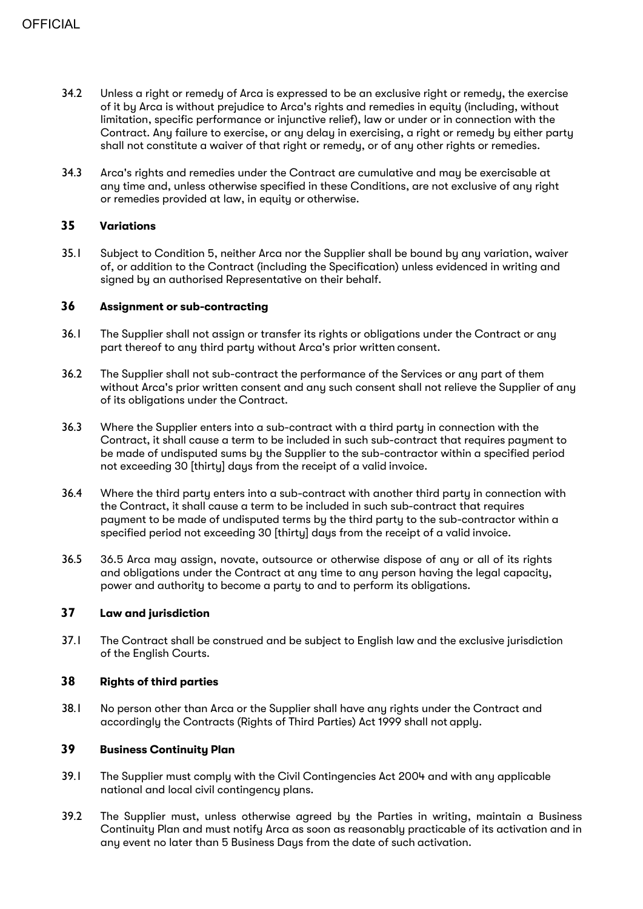34.2 Unless a right or remedy of Arca is expressed to be an exclusive right or remedy, the exercise of it by Arca is without prejudice to Arca's rights and remedies in equity (including, without limitation, specific performance or injunctive relief), law or under or in connection with the Contract. Any failure to exercise, or any delay in exercising, a right or remedy by either party shall not constitute a waiver of that right or remedy, or of any other rights or remedies.

34.3 Arca's rights and remedies under the Contract are cumulative and may be exercisable at any time and, unless otherwise specified in these Conditions, are not exclusive of any right or remedies provided at law, in equity or otherwise.

## 35 Variations

35.1 Subject to Condition 5, neither Arca nor the Supplier shall be bound by any variation, waiver of, or addition to the Contract (including the Specification) unless evidenced in writing and signed by an authorised Representative on their behalf.

## 36 Assignment or sub-contracting

36.1 The Supplier shall not assign or transfer its rights or obligations under the Contract or any part thereof to any third party without Arca's prior written consent.

36.2 The Supplier shall not sub-contract the performance of the Services or any part of them without Arca's prior written consent and any such consent shall not relieve the Supplier of any of its obligations under the Contract.

36.3 Where the Supplier enters into a sub-contract with a third party in connection with the Contract, it shall cause a term to be included in such sub-contract that requires payment to be made of undisputed sums by the Supplier to the sub-contractor within a specified period not exceeding 30 [thirty] days from the receipt of a valid invoice.

36.4 Where the third party enters into a sub-contract with another third party in connection with the Contract, it shall cause a term to be included in such sub-contract that requires payment to be made of undisputed terms by the third party to the sub-contractor within a specified period not exceeding 30 [thirty] days from the receipt of a valid invoice.

36.5 36.5 Arca may assign, novate, outsource or otherwise dispose of any or all of its rights and obligations under the Contract at any time to any person having the legal capacity, power and authority to become a party to and to perform its obligations.

## 37 Law and jurisdiction

37.1 The Contract shall be construed and be subject to English law and the exclusive jurisdiction of the English Courts.

## 38 Rights of third parties

38.1 No person other than Arca or the Supplier shall have any rights under the Contract and accordingly the Contracts (Rights of Third Parties) Act 1999 shall not apply.

## 39 Business Continuity Plan

39.1 The Supplier must comply with the Civil Contingencies Act 2004 and with any applicable national and local civil contingency plans.

39.2 The Supplier must, unless otherwise agreed by the Parties in writing, maintain a Business Continuity Plan and must notify Arca as soon as reasonably practicable of its activation and in any event no later than 5 Business Days from the date of such activation.